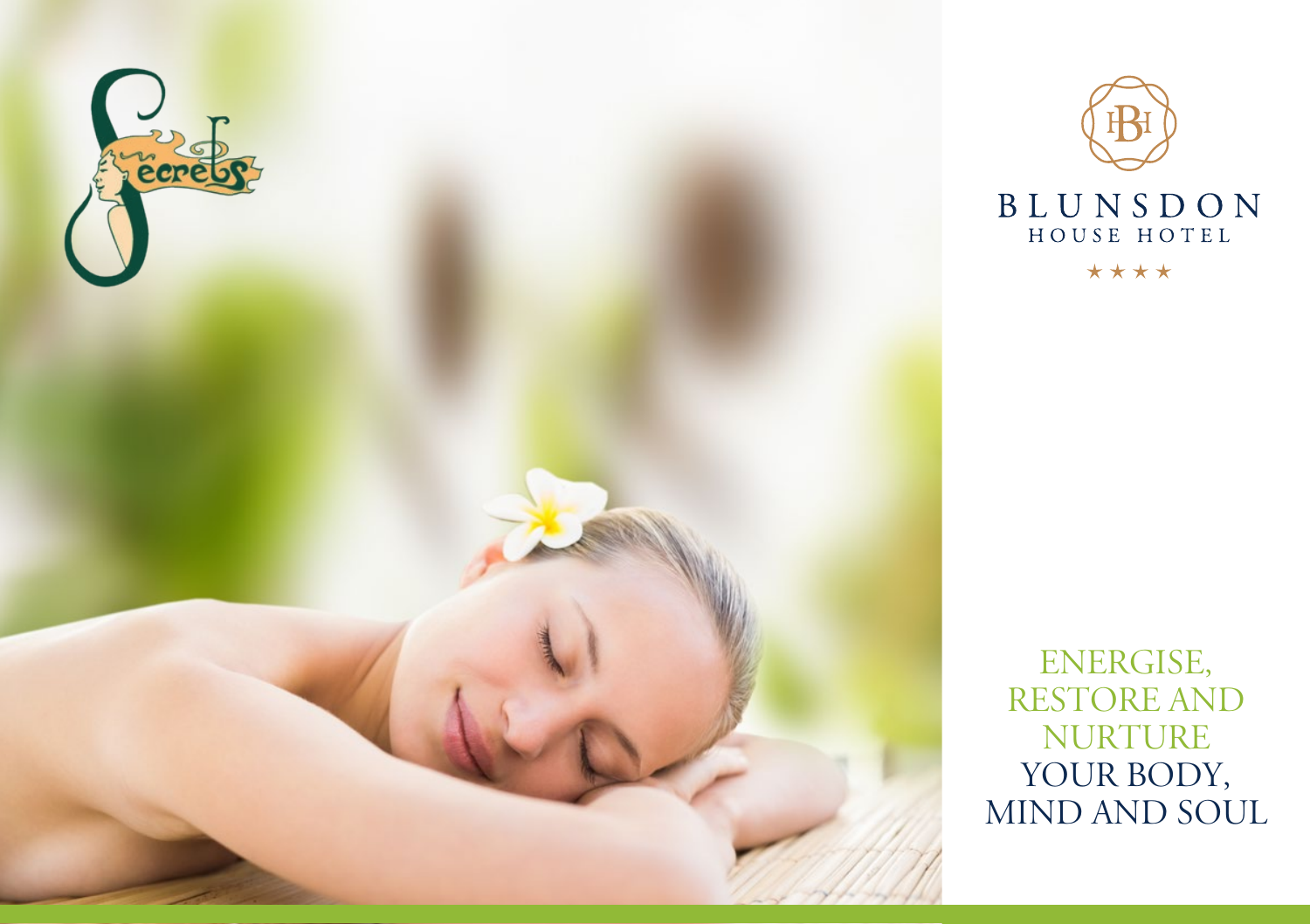Secrets

BLUNSDON
HOUSE HOTEL
★★★★

ENERGISE,
RESTORE AND
NURTURE
YOUR BODY,
MIND AND SOUL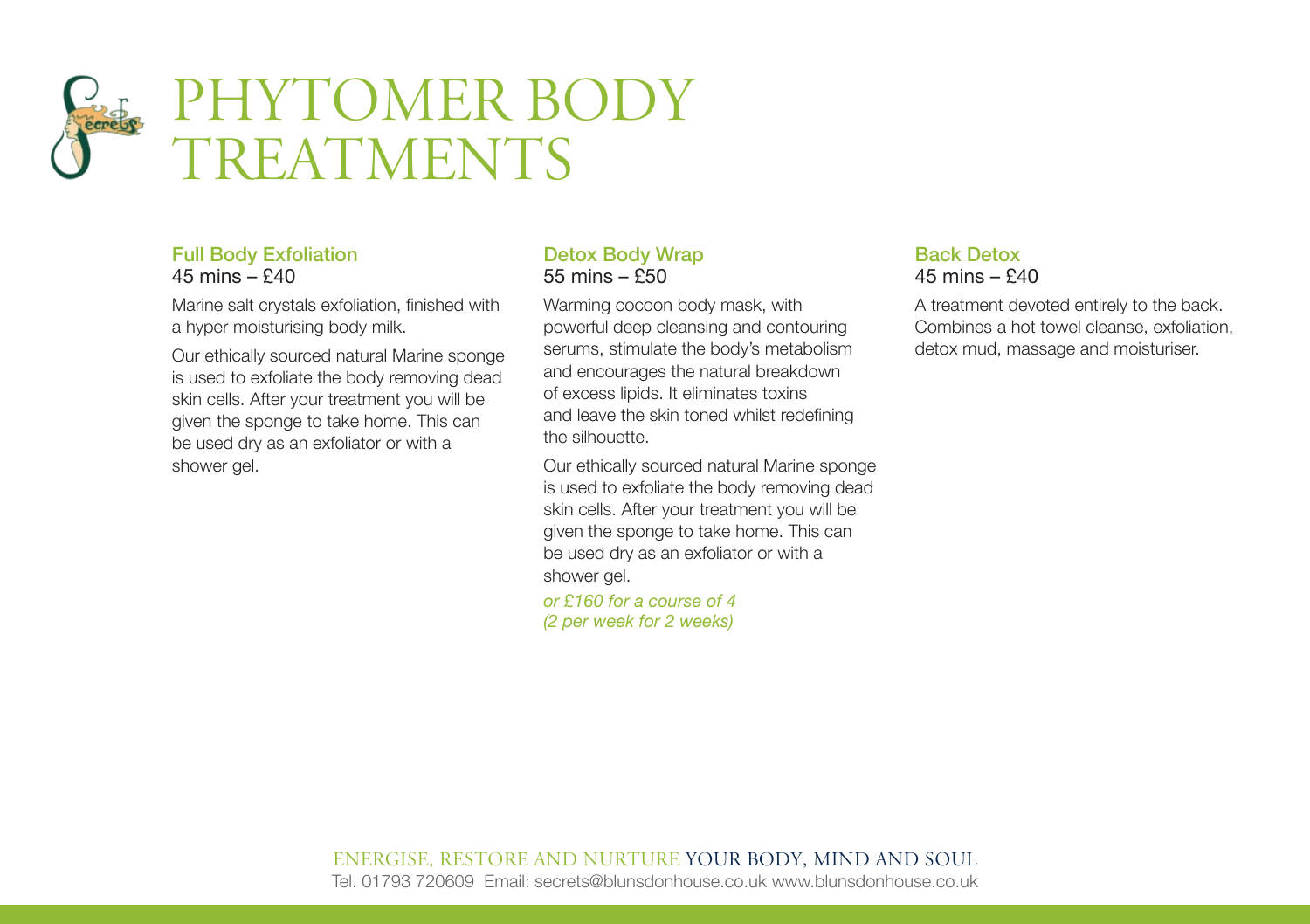# PHYTOMER BODY TREATMENTS

### Full Body Exfoliation
45 mins – £40

Marine salt crystals exfoliation, finished with a hyper moisturising body milk.

Our ethically sourced natural Marine sponge is used to exfoliate the body removing dead skin cells. After your treatment you will be given the sponge to take home. This can be used dry as an exfoliator or with a shower gel.

### Detox Body Wrap
55 mins – £50

Warming cocoon body mask, with powerful deep cleansing and contouring serums, stimulate the body's metabolism and encourages the natural breakdown of excess lipids. It eliminates toxins and leave the skin toned whilst redefining the silhouette.

Our ethically sourced natural Marine sponge is used to exfoliate the body removing dead skin cells. After your treatment you will be given the sponge to take home. This can be used dry as an exfoliator or with a shower gel.

*or £160 for a course of 4 (2 per week for 2 weeks)*

### Back Detox
45 mins – £40

A treatment devoted entirely to the back. Combines a hot towel cleanse, exfoliation, detox mud, massage and moisturiser.

ENERGISE, RESTORE AND NURTURE YOUR BODY, MIND AND SOUL

Tel. 01793 720609 Email: secrets@blunsdonhouse.co.uk www.blunsdonhouse.co.uk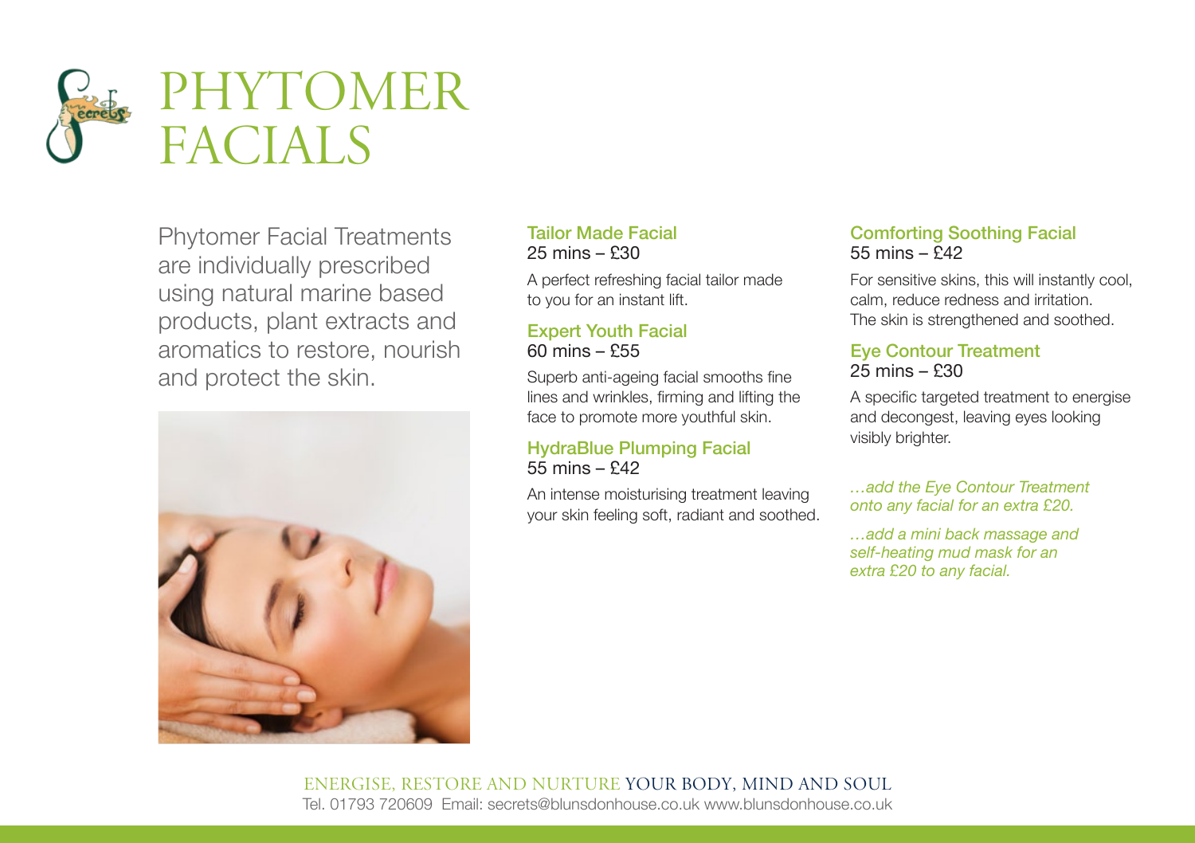# PHYTOMER FACIALS

Phytomer Facial Treatments are individually prescribed using natural marine based products, plant extracts and aromatics to restore, nourish and protect the skin.

### Tailor Made Facial
25 mins – £30

A perfect refreshing facial tailor made to you for an instant lift.

### Expert Youth Facial
60 mins – £55

Superb anti-ageing facial smooths fine lines and wrinkles, firming and lifting the face to promote more youthful skin.

### HydraBlue Plumping Facial
55 mins – £42

An intense moisturising treatment leaving your skin feeling soft, radiant and soothed.

### Comforting Soothing Facial
55 mins – £42

For sensitive skins, this will instantly cool, calm, reduce redness and irritation. The skin is strengthened and soothed.

### Eye Contour Treatment
25 mins – £30

A specific targeted treatment to energise and decongest, leaving eyes looking visibly brighter.

*…add the Eye Contour Treatment onto any facial for an extra £20.*

*…add a mini back massage and self-heating mud mask for an extra £20 to any facial.*

ENERGISE, RESTORE AND NURTURE YOUR BODY, MIND AND SOUL

Tel. 01793 720609 Email: secrets@blunsdonhouse.co.uk www.blunsdonhouse.co.uk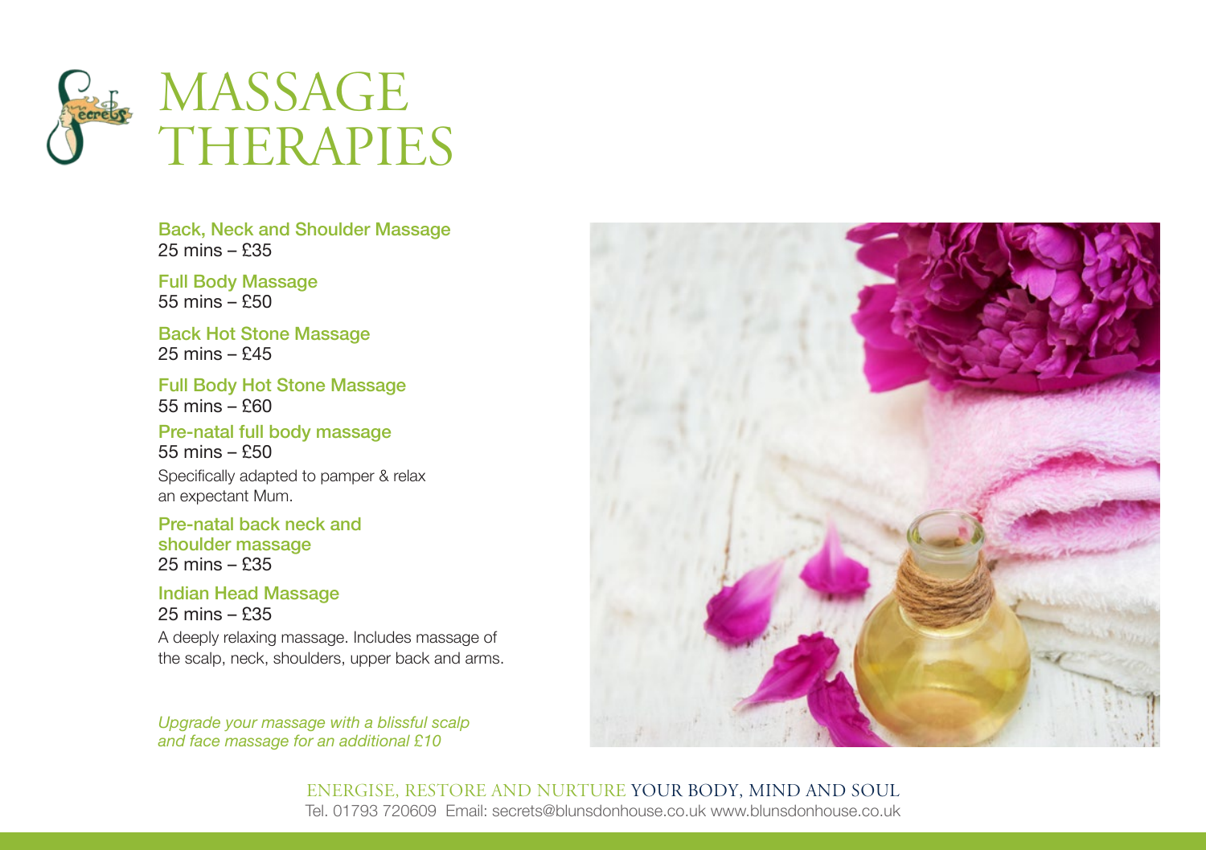# MASSAGE THERAPIES

**Back, Neck and Shoulder Massage**
25 mins – £35

**Full Body Massage**
55 mins – £50

**Back Hot Stone Massage**
25 mins – £45

**Full Body Hot Stone Massage**
55 mins – £60

**Pre-natal full body massage**
55 mins – £50

Specifically adapted to pamper & relax an expectant Mum.

**Pre-natal back neck and shoulder massage**
25 mins – £35

**Indian Head Massage**
25 mins – £35

A deeply relaxing massage. Includes massage of the scalp, neck, shoulders, upper back and arms.

*Upgrade your massage with a blissful scalp and face massage for an additional £10*

ENERGISE, RESTORE AND NURTURE YOUR BODY, MIND AND SOUL

Tel. 01793 720609 Email: secrets@blunsdonhouse.co.uk www.blunsdonhouse.co.uk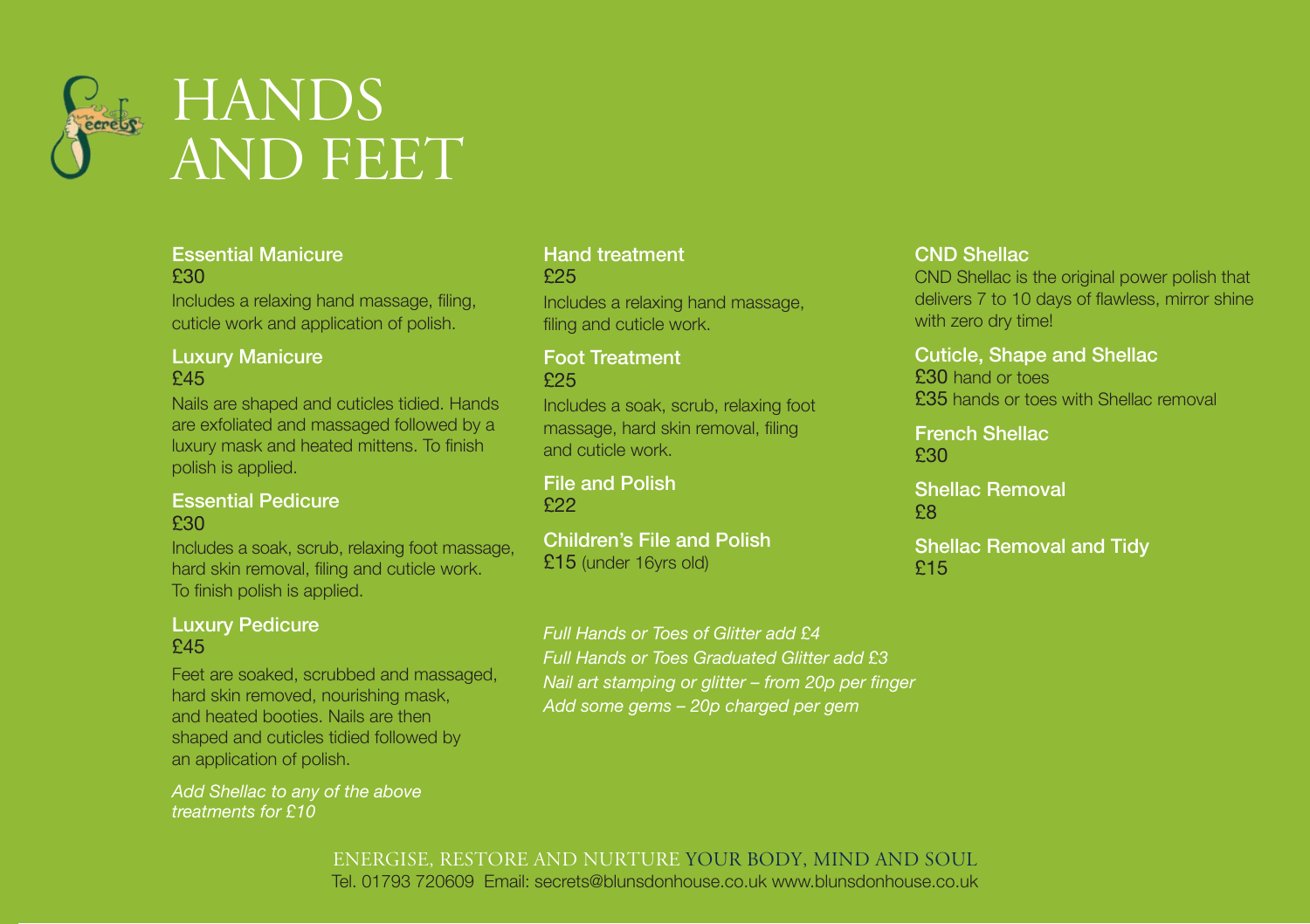# HANDS AND FEET

### Essential Manicure
£30

Includes a relaxing hand massage, filing, cuticle work and application of polish.

### Luxury Manicure
£45

Nails are shaped and cuticles tidied. Hands are exfoliated and massaged followed by a luxury mask and heated mittens. To finish polish is applied.

### Essential Pedicure
£30

Includes a soak, scrub, relaxing foot massage, hard skin removal, filing and cuticle work. To finish polish is applied.

### Luxury Pedicure
£45

Feet are soaked, scrubbed and massaged, hard skin removed, nourishing mask, and heated booties. Nails are then shaped and cuticles tidied followed by an application of polish.

*Add Shellac to any of the above treatments for £10*

### Hand treatment
£25

Includes a relaxing hand massage, filing and cuticle work.

### Foot Treatment
£25

Includes a soak, scrub, relaxing foot massage, hard skin removal, filing and cuticle work.

### File and Polish
£22

### Children's File and Polish
£15 (under 16yrs old)

*Full Hands or Toes of Glitter add £4*
*Full Hands or Toes Graduated Glitter add £3*
*Nail art stamping or glitter – from 20p per finger*
*Add some gems – 20p charged per gem*

### CND Shellac
CND Shellac is the original power polish that delivers 7 to 10 days of flawless, mirror shine with zero dry time!

### Cuticle, Shape and Shellac
£30 hand or toes
£35 hands or toes with Shellac removal

### French Shellac
£30

### Shellac Removal
£8

### Shellac Removal and Tidy
£15

ENERGISE, RESTORE AND NURTURE YOUR BODY, MIND AND SOUL
Tel. 01793 720609 Email: secrets@blunsdonhouse.co.uk www.blunsdonhouse.co.uk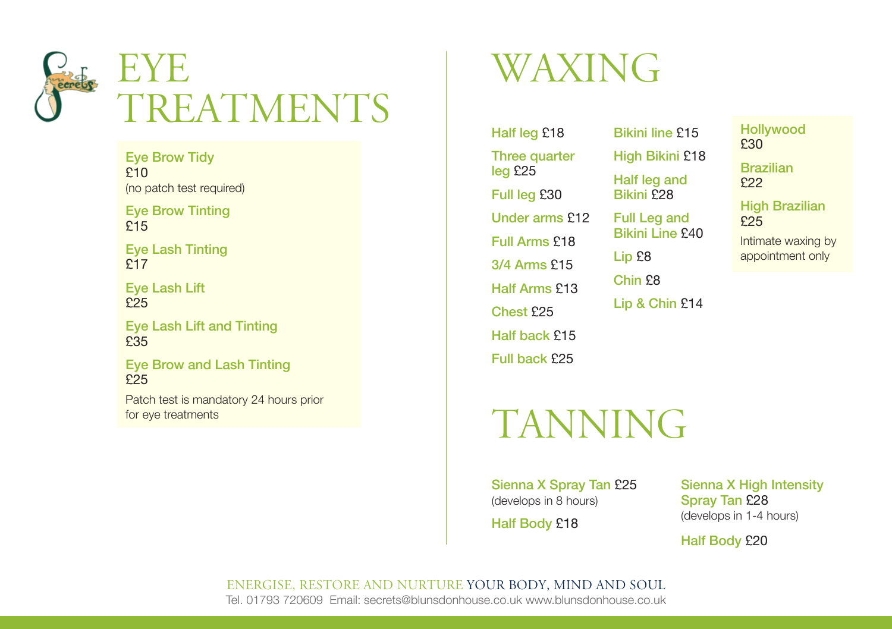# EYE TREATMENTS

**Eye Brow Tidy**
£10
(no patch test required)

**Eye Brow Tinting**
£15

**Eye Lash Tinting**
£17

**Eye Lash Lift**
£25

**Eye Lash Lift and Tinting**
£35

**Eye Brow and Lash Tinting**
£25

Patch test is mandatory 24 hours prior for eye treatments

# WAXING

**Half leg** £18

**Three quarter leg** £25

**Full leg** £30

**Under arms** £12

**Full Arms** £18

**3/4 Arms** £15

**Half Arms** £13

**Chest** £25

**Half back** £15

**Full back** £25

**Bikini line** £15

**High Bikini** £18

**Half leg and Bikini** £28

**Full Leg and Bikini Line** £40

**Lip** £8

**Chin** £8

**Lip & Chin** £14

**Hollywood**
£30

**Brazilian**
£22

**High Brazilian**
£25

Intimate waxing by appointment only

# TANNING

**Sienna X Spray Tan** £25
(develops in 8 hours)

**Half Body** £18

**Sienna X High Intensity Spray Tan** £28
(develops in 1-4 hours)

**Half Body** £20

ENERGISE, RESTORE AND NURTURE YOUR BODY, MIND AND SOUL
Tel. 01793 720609 Email: secrets@blunsdonhouse.co.uk www.blunsdonhouse.co.uk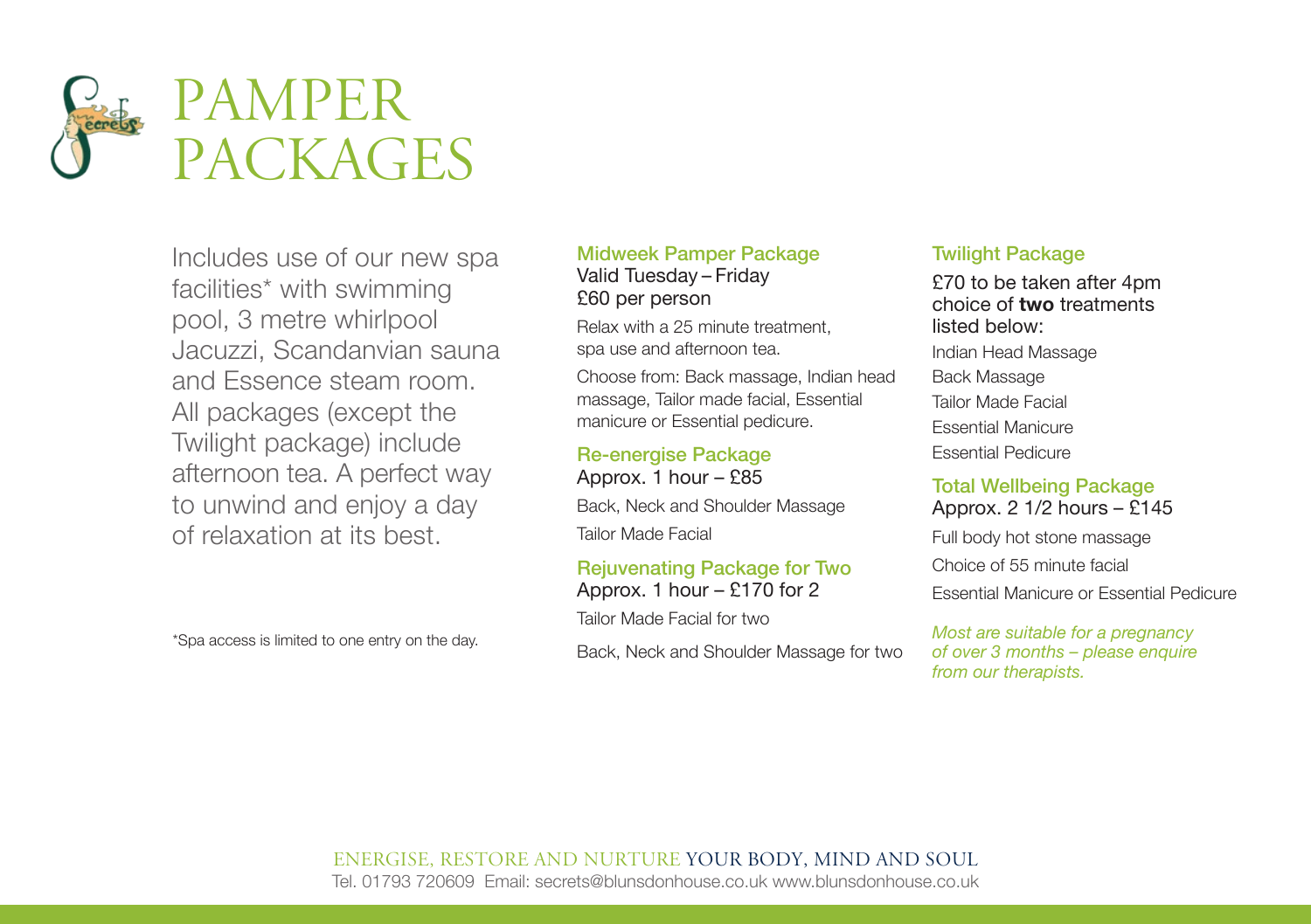# PAMPER PACKAGES

Includes use of our new spa facilities* with swimming pool, 3 metre whirlpool Jacuzzi, Scandanvian sauna and Essence steam room. All packages (except the Twilight package) include afternoon tea. A perfect way to unwind and enjoy a day of relaxation at its best.

*Spa access is limited to one entry on the day.

### Midweek Pamper Package

Valid Tuesday – Friday
£60 per person

Relax with a 25 minute treatment, spa use and afternoon tea.

Choose from: Back massage, Indian head massage, Tailor made facial, Essential manicure or Essential pedicure.

### Re-energise Package

Approx. 1 hour – £85

Back, Neck and Shoulder Massage

Tailor Made Facial

### Rejuvenating Package for Two

Approx. 1 hour – £170 for 2

Tailor Made Facial for two

Back, Neck and Shoulder Massage for two

### Twilight Package

£70 to be taken after 4pm choice of **two** treatments listed below:

Indian Head Massage
Back Massage
Tailor Made Facial
Essential Manicure
Essential Pedicure

### Total Wellbeing Package

Approx. 2 1/2 hours – £145

Full body hot stone massage

Choice of 55 minute facial

Essential Manicure or Essential Pedicure

*Most are suitable for a pregnancy of over 3 months – please enquire from our therapists.*

ENERGISE, RESTORE AND NURTURE YOUR BODY, MIND AND SOUL
Tel. 01793 720609 Email: secrets@blunsdonhouse.co.uk www.blunsdonhouse.co.uk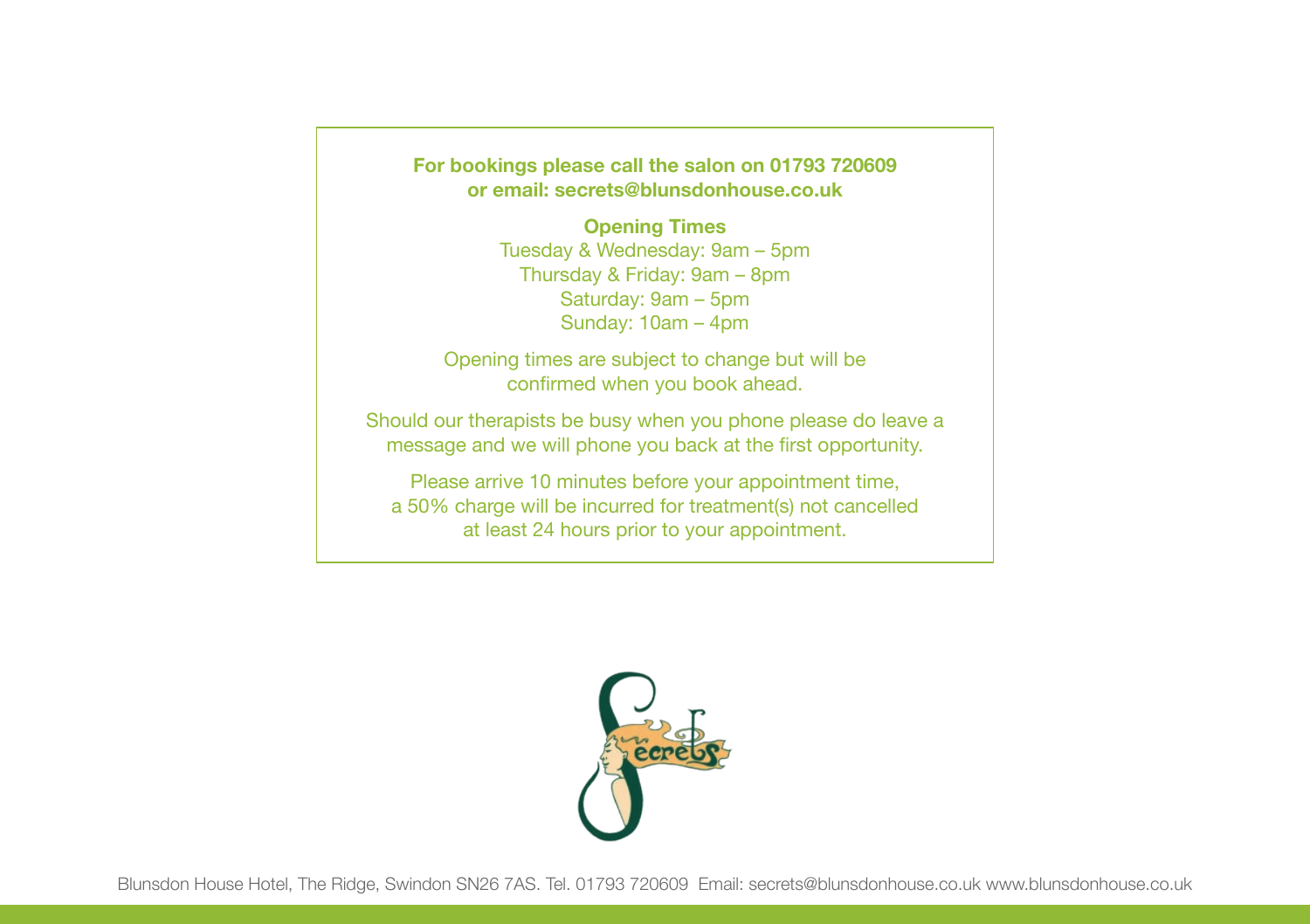**For bookings please call the salon on 01793 720609**
**or email: secrets@blunsdonhouse.co.uk**

**Opening Times**

Tuesday & Wednesday: 9am – 5pm
Thursday & Friday: 9am – 8pm
Saturday: 9am – 5pm
Sunday: 10am – 4pm

Opening times are subject to change but will be confirmed when you book ahead.

Should our therapists be busy when you phone please do leave a message and we will phone you back at the first opportunity.

Please arrive 10 minutes before your appointment time, a 50% charge will be incurred for treatment(s) not cancelled at least 24 hours prior to your appointment.

Secrets

Blunsdon House Hotel, The Ridge, Swindon SN26 7AS. Tel. 01793 720609 Email: secrets@blunsdonhouse.co.uk www.blunsdonhouse.co.uk